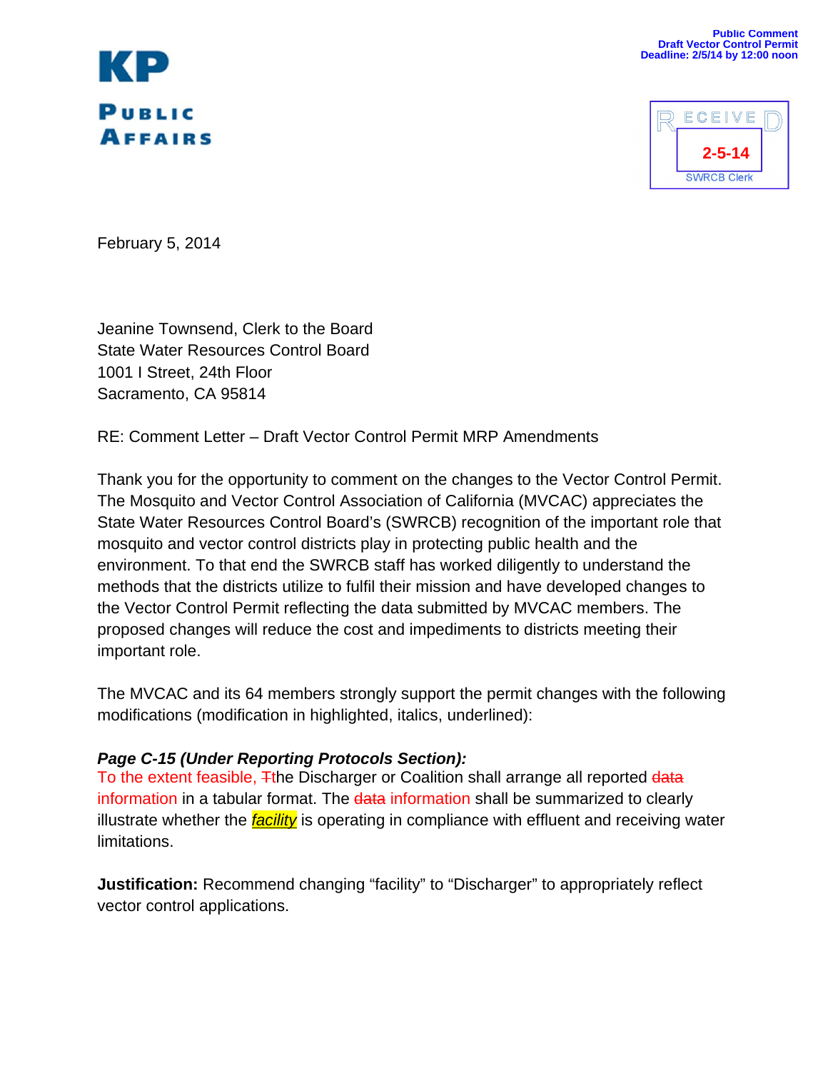**KP**

**PUBLIC AFFAIRS**

**Public Comment**
**Draft Vector Control Permit**
**Deadline: 2/5/14 by 12:00 noon**

RECEIVED
2-5-14
SWRCB Clerk

February 5, 2014

Jeanine Townsend, Clerk to the Board
State Water Resources Control Board
1001 I Street, 24th Floor
Sacramento, CA 95814

RE: Comment Letter – Draft Vector Control Permit MRP Amendments

Thank you for the opportunity to comment on the changes to the Vector Control Permit. The Mosquito and Vector Control Association of California (MVCAC) appreciates the State Water Resources Control Board's (SWRCB) recognition of the important role that mosquito and vector control districts play in protecting public health and the environment. To that end the SWRCB staff has worked diligently to understand the methods that the districts utilize to fulfil their mission and have developed changes to the Vector Control Permit reflecting the data submitted by MVCAC members. The proposed changes will reduce the cost and impediments to districts meeting their important role.

The MVCAC and its 64 members strongly support the permit changes with the following modifications (modification in highlighted, italics, underlined):

***Page C-15 (Under Reporting Protocols Section):***

To the extent feasible, ~~T~~the Discharger or Coalition shall arrange all reported ~~data~~ information in a tabular format. The ~~data~~ information shall be summarized to clearly illustrate whether the *facility* is operating in compliance with effluent and receiving water limitations.

**Justification:** Recommend changing "facility" to "Discharger" to appropriately reflect vector control applications.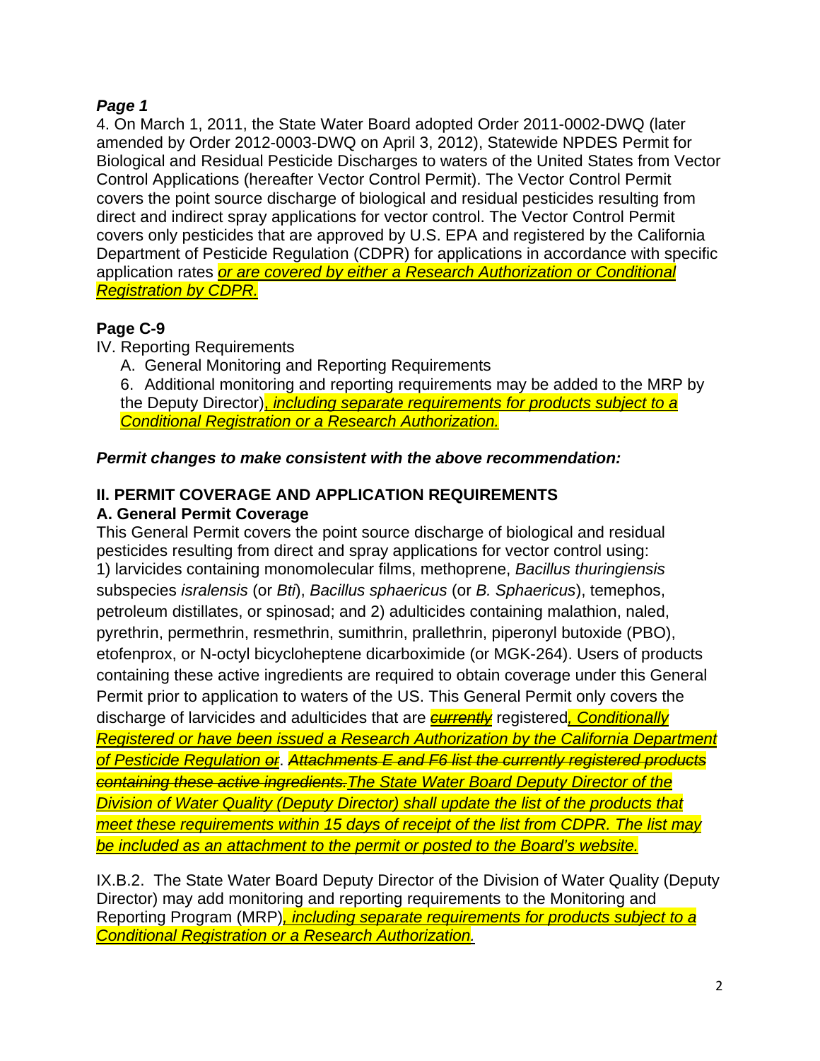***Page 1***

4. On March 1, 2011, the State Water Board adopted Order 2011-0002-DWQ (later amended by Order 2012-0003-DWQ on April 3, 2012), Statewide NPDES Permit for Biological and Residual Pesticide Discharges to waters of the United States from Vector Control Applications (hereafter Vector Control Permit). The Vector Control Permit covers the point source discharge of biological and residual pesticides resulting from direct and indirect spray applications for vector control. The Vector Control Permit covers only pesticides that are approved by U.S. EPA and registered by the California Department of Pesticide Regulation (CDPR) for applications in accordance with specific application rates <u>*or are covered by either a Research Authorization or Conditional Registration by CDPR.*</u>

**Page C-9**

IV. Reporting Requirements

A. General Monitoring and Reporting Requirements

6. Additional monitoring and reporting requirements may be added to the MRP by the Deputy Director)<u>*, including separate requirements for products subject to a Conditional Registration or a Research Authorization.*</u>

***Permit changes to make consistent with the above recommendation:***

**II. PERMIT COVERAGE AND APPLICATION REQUIREMENTS**

**A. General Permit Coverage**

This General Permit covers the point source discharge of biological and residual pesticides resulting from direct and spray applications for vector control using: 1) larvicides containing monomolecular films, methoprene, *Bacillus thuringiensis* subspecies *isralensis* (or *Bti*), *Bacillus sphaericus* (or *B. Sphaericus*), temephos, petroleum distillates, or spinosad; and 2) adulticides containing malathion, naled, pyrethrin, permethrin, resmethrin, sumithrin, prallethrin, piperonyl butoxide (PBO), etofenprox, or N-octyl bicycloheptene dicarboximide (or MGK-264). Users of products containing these active ingredients are required to obtain coverage under this General Permit prior to application to waters of the US. This General Permit only covers the discharge of larvicides and adulticides that are ~~*currently*~~ registered<u>*, Conditionally Registered or have been issued a Research Authorization by the California Department of Pesticide Regulation*</u> ~~*or*~~. ~~*Attachments E and F6 list the currently registered products containing these active ingredients.*~~<u>*The State Water Board Deputy Director of the Division of Water Quality (Deputy Director) shall update the list of the products that meet these requirements within 15 days of receipt of the list from CDPR. The list may be included as an attachment to the permit or posted to the Board's website.*</u>

IX.B.2. The State Water Board Deputy Director of the Division of Water Quality (Deputy Director) may add monitoring and reporting requirements to the Monitoring and Reporting Program (MRP)<u>*, including separate requirements for products subject to a Conditional Registration or a Research Authorization*</u>.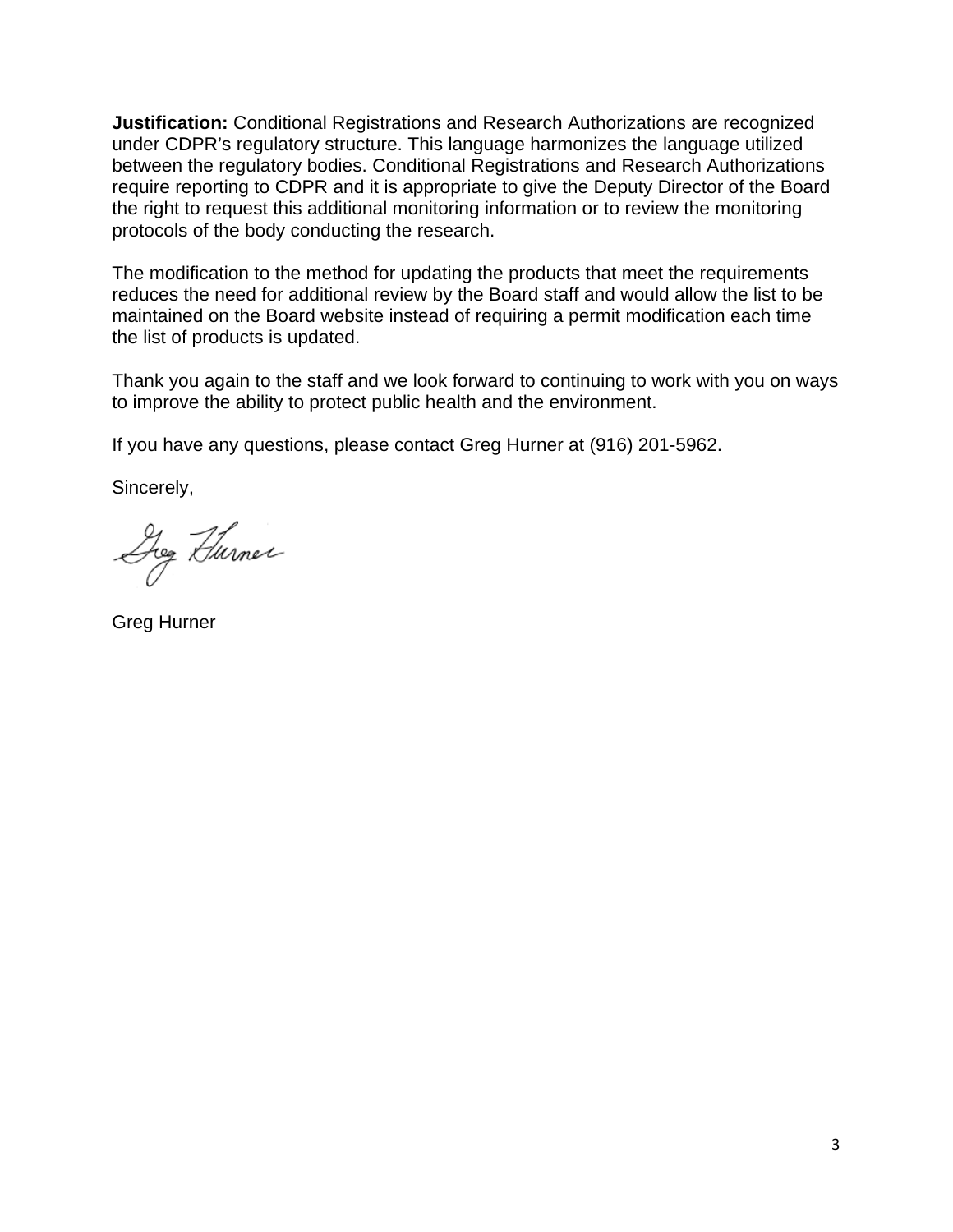**Justification:** Conditional Registrations and Research Authorizations are recognized under CDPR's regulatory structure. This language harmonizes the language utilized between the regulatory bodies. Conditional Registrations and Research Authorizations require reporting to CDPR and it is appropriate to give the Deputy Director of the Board the right to request this additional monitoring information or to review the monitoring protocols of the body conducting the research.

The modification to the method for updating the products that meet the requirements reduces the need for additional review by the Board staff and would allow the list to be maintained on the Board website instead of requiring a permit modification each time the list of products is updated.

Thank you again to the staff and we look forward to continuing to work with you on ways to improve the ability to protect public health and the environment.

If you have any questions, please contact Greg Hurner at (916) 201-5962.

Sincerely,

Greg Hurner